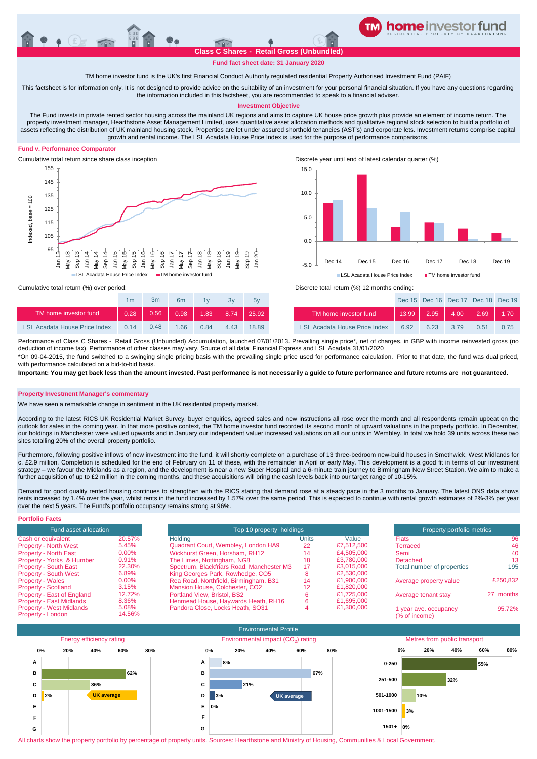# Class C Shares - Retail Gross (Unbundled)

**Fund fact sheet date: 31 January 2020**

TM home investor fund is the UK's first Financial Conduct Authority regulated residential Property Authorised Investment Fund (PAIF)

This factsheet is for information only. It is not designed to provide advice on the suitability of an investment for your personal financial situation. If you have any questions regarding the information included in this factsheet, you are recommended to speak to a financial adviser.

## Investment Objective

The Fund invests in private rented sector housing across the mainland UK regions and aims to capture UK house price growth plus provide an element of income return. The property investment manager, Hearthstone Asset Management Limited, uses quantitative asset allocation methods and qualitative regional stock selection to build a portfolio of assets reflecting the distribution of UK mainland housing stock. Properties are let under assured shorthold tenancies (AST's) and corporate lets. Investment returns comprise capital growth and rental income. The LSL Acadata House Price Index is used for the purpose of performance comparisons.

## Fund v. Performance Comparator

Cumulative total return since share class inception

Discrete year until end of latest calendar quarter (%)

Cumulative total return (%) over period:

| | 1m | 3m | 6m | 1y | 3y | 5y |
|---|---|---|---|---|---|---|
| TM home investor fund | 0.28 | 0.56 | 0.98 | 1.83 | 8.74 | 25.92 |
| LSL Acadata House Price Index | 0.14 | 0.48 | 1.66 | 0.84 | 4.43 | 18.89 |

Discrete total return (%) 12 months ending:

| | Dec 15 | Dec 16 | Dec 17 | Dec 18 | Dec 19 |
|---|---|---|---|---|---|
| TM home investor fund | 13.99 | 2.95 | 4.00 | 2.69 | 1.70 |
| LSL Acadata House Price Index | 6.92 | 6.23 | 3.79 | 0.51 | 0.75 |

Performance of Class C Shares - Retail Gross (Unbundled) Accumulation, launched 07/01/2013. Prevailing single price*, net of charges, in GBP with income reinvested gross (no deduction of income tax). Performance of other classes may vary. Source of all data: Financial Express and LSL Acadata 31/01/2020

*On 09-04-2015, the fund switched to a swinging single pricing basis with the prevailing single price used for performance calculation. Prior to that date, the fund was dual priced, with performance calculated on a bid-to-bid basis.

**Important: You may get back less than the amount invested. Past performance is not necessarily a guide to future performance and future returns are not guaranteed.**

## Property Investment Manager's commentary

We have seen a remarkable change in sentiment in the UK residential property market.

According to the latest RICS UK Residential Market Survey, buyer enquiries, agreed sales and new instructions all rose over the month and all respondents remain upbeat on the outlook for sales in the coming year. In that more positive context, the TM home investor fund recorded its second month of upward valuations in the property portfolio. In December, our holdings in Manchester were valued upwards and in January our independent valuer increased valuations on all our units in Wembley. In total we hold 39 units across these two sites totalling 20% of the overall property portfolio.

Furthermore, following positive inflows of new investment into the fund, it will shortly complete on a purchase of 13 three-bedroom new-build houses in Smethwick, West Midlands for c. £2.9 million. Completion is scheduled for the end of February on 11 of these, with the remainder in April or early May. This development is a good fit in terms of our investment strategy – we favour the Midlands as a region, and the development is near a new Super Hospital and a 6-minute train journey to Birmingham New Street Station. We aim to make a further acquisition of up to £2 million in the coming months, and these acquisitions will bring the cash levels back into our target range of 10-15%.

Demand for good quality rented housing continues to strengthen with the RICS stating that demand rose at a steady pace in the 3 months to January. The latest ONS data shows rents increased by 1.4% over the year, whilst rents in the fund increased by 1.57% over the same period. This is expected to continue with rental growth estimates of 2%-3% per year over the next 5 years. The Fund's portfolio occupancy remains strong at 96%.

## Portfolio Facts

| Fund asset allocation | |
|---|---|
| Cash or equivalent | 20.57% |
| Property - North West | 5.45% |
| Property - North East | 0.00% |
| Property - Yorks & Humber | 0.91% |
| Property - South East | 22.30% |
| Property - South West | 6.89% |
| Property - Wales | 0.00% |
| Property - Scotland | 3.15% |
| Property - East of England | 12.72% |
| Property - East Midlands | 8.36% |
| Property - West Midlands | 5.08% |
| Property - London | 14.56% |

| Holding | Units | Value |
|---|---|---|
| Quadrant Court, Wembley, London HA9 | 22 | £7,512,500 |
| Wickhurst Green, Horsham, RH12 | 14 | £4,505,000 |
| The Limes, Nottingham, NG8 | 18 | £3,780,000 |
| Spectrum, Blackfriars Road, Manchester M3 | 17 | £3,015,000 |
| King Georges Park, Rowhedge, CO5 | 8 | £2,530,000 |
| Rea Road, Northfield, Birmingham. B31 | 14 | £1,900,000 |
| Mansion House, Colchester, CO2 | 12 | £1,820,000 |
| Portland View, Bristol, BS2 | 6 | £1,725,000 |
| Henmead House, Haywards Heath, RH16 | 6 | £1,695,000 |
| Pandora Close, Locks Heath, SO31 | 4 | £1,300,000 |

| Property portfolio metrics | |
|---|---|
| Flats | 96 |
| Terraced | 46 |
| Semi | 40 |
| Detached | 13 |
| Total number of properties | 195 |
| Average property value | £250,832 |
| Average tenant stay | 27 months |
| 1 year ave. occupancy (% of income) | 95.72% |

## Environmental Profile

| Energy efficiency rating | % |
|---|---|
| A | |
| B | 62% |
| C | 36% |
| D | 2% (UK average) |
| E | |
| F | |
| G | |

| Environmental impact ($CO_2$) rating | % |
|---|---|
| A | 8% |
| B | 67% |
| C | 21% |
| D | 3% (UK average) |
| E | 0% |
| F | |
| G | |

| Metres from public transport | % |
|---|---|
| 0-250 | 55% |
| 251-500 | 32% |
| 501-1000 | 10% |
| 1001-1500 | 3% |
| 1501+ | 0% |

All charts show the property portfolio by percentage of property units. Sources: Hearthstone and Ministry of Housing, Communities & Local Government.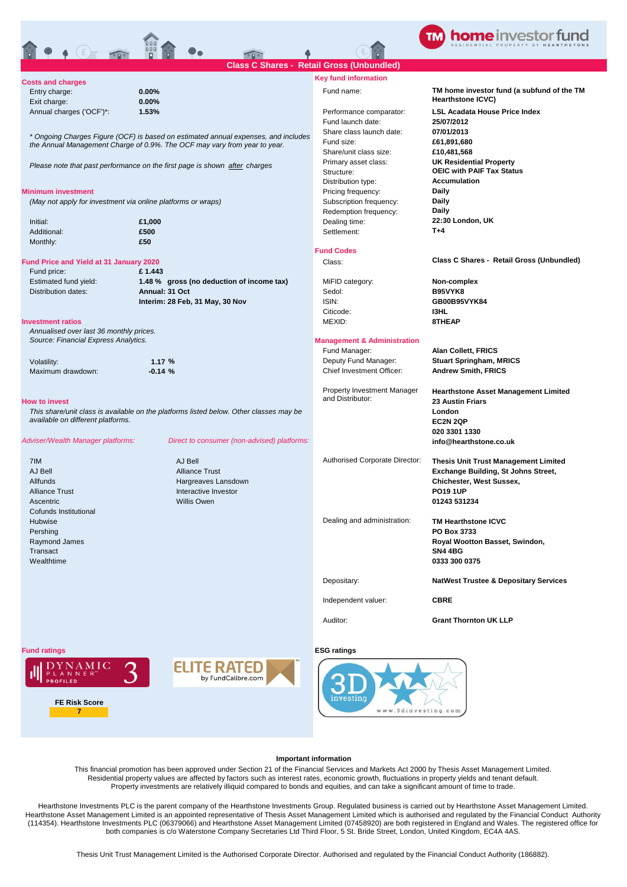**Class C Shares - Retail Gross (Unbundled)**

## Costs and charges

| | |
|---|---|
| Entry charge: | **0.00%** |
| Exit charge: | **0.00%** |
| Annual charges ('OCF')*: | **1.53%** |

*\* Ongoing Charges Figure (OCF) is based on estimated annual expenses, and includes the Annual Management Charge of 0.9%. The OCF may vary from year to year.*

*Please note that past performance on the first page is shown after charges*

## Minimum investment

*(May not apply for investment via online platforms or wraps)*

| | |
|---|---|
| Initial: | **£1,000** |
| Additional: | **£500** |
| Monthly: | **£50** |

## Fund Price and Yield at 31 January 2020

| | |
|---|---|
| Fund price: | **£ 1.443** |
| Estimated fund yield: | **1.48 % gross (no deduction of income tax)** |
| Distribution dates: | **Annual: 31 Oct** |
| | **Interim: 28 Feb, 31 May, 30 Nov** |

## Investment ratios

*Annualised over last 36 monthly prices.*
*Source: Financial Express Analytics.*

| | |
|---|---|
| Volatility: | **1.17 %** |
| Maximum drawdown: | **-0.14 %** |

## How to invest

*This share/unit class is available on the platforms listed below. Other classes may be available on different platforms.*

| *Adviser/Wealth Manager platforms:* | *Direct to consumer (non-advised) platforms:* |
|---|---|
| 7IM | AJ Bell |
| AJ Bell | Alliance Trust |
| Allfunds | Hargreaves Lansdown |
| Alliance Trust | Interactive Investor |
| Ascentric | Willis Owen |
| Cofunds Institutional | |
| Hubwise | |
| Pershing | |
| Raymond James | |
| Transact | |
| Wealthtime | |

## Fund ratings

DYNAMIC PLANNER PROFILED 3

ELITE RATED by FundCalibre.com

**FE Risk Score**
**7**

## Key fund information

| | |
|---|---|
| Fund name: | **TM home investor fund (a subfund of the TM Hearthstone ICVC)** |
| Performance comparator: | **LSL Acadata House Price Index** |
| Fund launch date: | **25/07/2012** |
| Share class launch date: | **07/01/2013** |
| Fund size: | **£61,891,680** |
| Share/unit class size: | **£10,481,568** |
| Primary asset class: | **UK Residential Property** |
| Structure: | **OEIC with PAIF Tax Status** |
| Distribution type: | **Accumulation** |
| Pricing frequency: | **Daily** |
| Subscription frequency: | **Daily** |
| Redemption frequency: | **Daily** |
| Dealing time: | **22:30 London, UK** |
| Settlement: | **T+4** |

## Fund Codes

| | |
|---|---|
| Class: | **Class C Shares - Retail Gross (Unbundled)** |
| MiFID category: | **Non-complex** |
| Sedol: | **B95VYK8** |
| ISIN: | **GB00B95VYK84** |
| Citicode: | **I3HL** |
| MEXID: | **8THEAP** |

## Management & Administration

| | |
|---|---|
| Fund Manager: | **Alan Collett, FRICS** |
| Deputy Fund Manager: | **Stuart Springham, MRICS** |
| Chief Investment Officer: | **Andrew Smith, FRICS** |
| Property Investment Manager and Distributor: | **Hearthstone Asset Management Limited**<br>**23 Austin Friars**<br>**London**<br>**EC2N 2QP**<br>**020 3301 1330**<br>**info@hearthstone.co.uk** |
| Authorised Corporate Director: | **Thesis Unit Trust Management Limited**<br>**Exchange Building, St Johns Street, Chichester, West Sussex,**<br>**PO19 1UP**<br>**01243 531234** |
| Dealing and administration: | **TM Hearthstone ICVC**<br>**PO Box 3733**<br>**Royal Wootton Basset, Swindon,**<br>**SN4 4BG**<br>**0333 300 0375** |
| Depositary: | **NatWest Trustee & Depositary Services** |
| Independent valuer: | **CBRE** |
| Auditor: | **Grant Thornton UK LLP** |

## ESG ratings

3D investing
www.3dinvesting.com

**Important information**

This financial promotion has been approved under Section 21 of the Financial Services and Markets Act 2000 by Thesis Asset Management Limited. Residential property values are affected by factors such as interest rates, economic growth, fluctuations in property yields and tenant default. Property investments are relatively illiquid compared to bonds and equities, and can take a significant amount of time to trade.

Hearthstone Investments PLC is the parent company of the Hearthstone Investments Group. Regulated business is carried out by Hearthstone Asset Management Limited. Hearthstone Asset Management Limited is an appointed representative of Thesis Asset Management Limited which is authorised and regulated by the Financial Conduct Authority (114354). Hearthstone Investments PLC (06379066) and Hearthstone Asset Management Limited (07458920) are both registered in England and Wales. The registered office for both companies is c/o Waterstone Company Secretaries Ltd Third Floor, 5 St. Bride Street, London, United Kingdom, EC4A 4AS.

Thesis Unit Trust Management Limited is the Authorised Corporate Director. Authorised and regulated by the Financial Conduct Authority (186882).